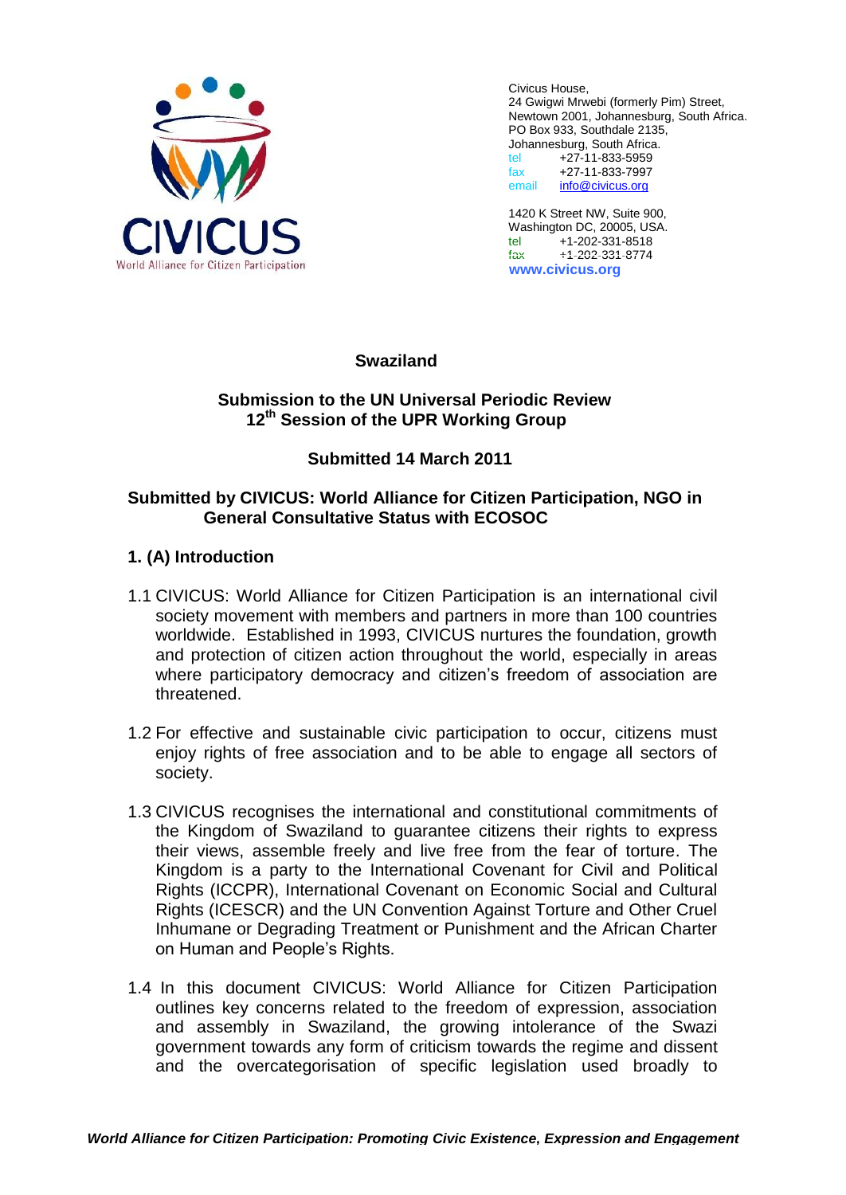CIVICUS
World Alliance for Citizen Participation

Civicus House,
24 Gwigwi Mrwebi (formerly Pim) Street,
Newtown 2001, Johannesburg, South Africa.
PO Box 933, Southdale 2135,
Johannesburg, South Africa.
tel +27-11-833-5959
fax +27-11-833-7997
email info@civicus.org

1420 K Street NW, Suite 900,
Washington DC, 20005, USA.
tel +1-202-331-8518
fax +1-202-331-8774
**www.civicus.org**

**Swaziland**

**Submission to the UN Universal Periodic Review**
**12th Session of the UPR Working Group**

**Submitted 14 March 2011**

**Submitted by CIVICUS: World Alliance for Citizen Participation, NGO in General Consultative Status with ECOSOC**

## 1. (A) Introduction

1.1 CIVICUS: World Alliance for Citizen Participation is an international civil society movement with members and partners in more than 100 countries worldwide. Established in 1993, CIVICUS nurtures the foundation, growth and protection of citizen action throughout the world, especially in areas where participatory democracy and citizen's freedom of association are threatened.

1.2 For effective and sustainable civic participation to occur, citizens must enjoy rights of free association and to be able to engage all sectors of society.

1.3 CIVICUS recognises the international and constitutional commitments of the Kingdom of Swaziland to guarantee citizens their rights to express their views, assemble freely and live free from the fear of torture. The Kingdom is a party to the International Covenant for Civil and Political Rights (ICCPR), International Covenant on Economic Social and Cultural Rights (ICESCR) and the UN Convention Against Torture and Other Cruel Inhumane or Degrading Treatment or Punishment and the African Charter on Human and People's Rights.

1.4 In this document CIVICUS: World Alliance for Citizen Participation outlines key concerns related to the freedom of expression, association and assembly in Swaziland, the growing intolerance of the Swazi government towards any form of criticism towards the regime and dissent and the overcategorisation of specific legislation used broadly to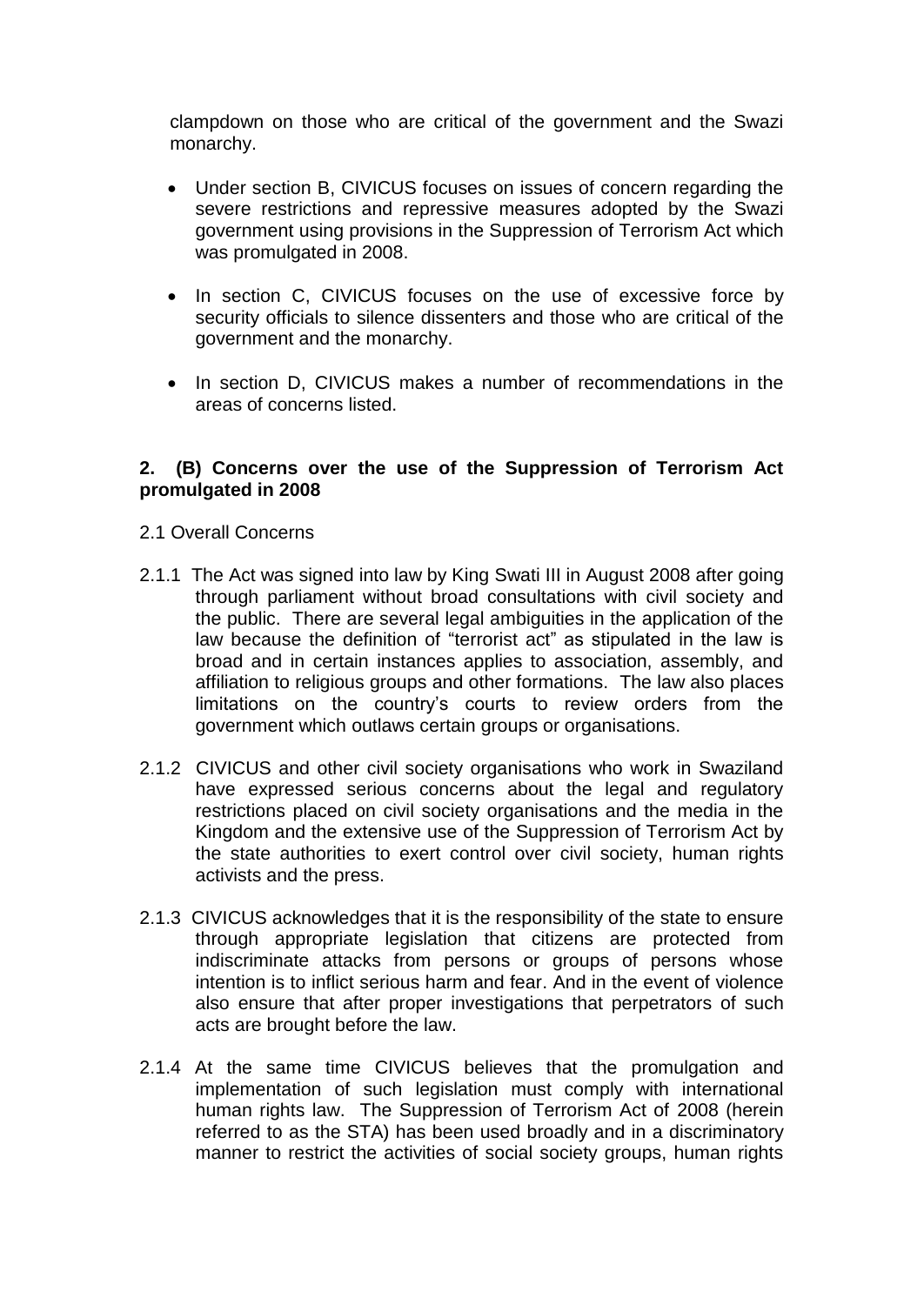clampdown on those who are critical of the government and the Swazi monarchy.

- Under section B, CIVICUS focuses on issues of concern regarding the severe restrictions and repressive measures adopted by the Swazi government using provisions in the Suppression of Terrorism Act which was promulgated in 2008.

- In section C, CIVICUS focuses on the use of excessive force by security officials to silence dissenters and those who are critical of the government and the monarchy.

- In section D, CIVICUS makes a number of recommendations in the areas of concerns listed.

## 2. (B) Concerns over the use of the Suppression of Terrorism Act promulgated in 2008

2.1 Overall Concerns

2.1.1 The Act was signed into law by King Swati III in August 2008 after going through parliament without broad consultations with civil society and the public. There are several legal ambiguities in the application of the law because the definition of "terrorist act" as stipulated in the law is broad and in certain instances applies to association, assembly, and affiliation to religious groups and other formations. The law also places limitations on the country's courts to review orders from the government which outlaws certain groups or organisations.

2.1.2 CIVICUS and other civil society organisations who work in Swaziland have expressed serious concerns about the legal and regulatory restrictions placed on civil society organisations and the media in the Kingdom and the extensive use of the Suppression of Terrorism Act by the state authorities to exert control over civil society, human rights activists and the press.

2.1.3 CIVICUS acknowledges that it is the responsibility of the state to ensure through appropriate legislation that citizens are protected from indiscriminate attacks from persons or groups of persons whose intention is to inflict serious harm and fear. And in the event of violence also ensure that after proper investigations that perpetrators of such acts are brought before the law.

2.1.4 At the same time CIVICUS believes that the promulgation and implementation of such legislation must comply with international human rights law. The Suppression of Terrorism Act of 2008 (herein referred to as the STA) has been used broadly and in a discriminatory manner to restrict the activities of social society groups, human rights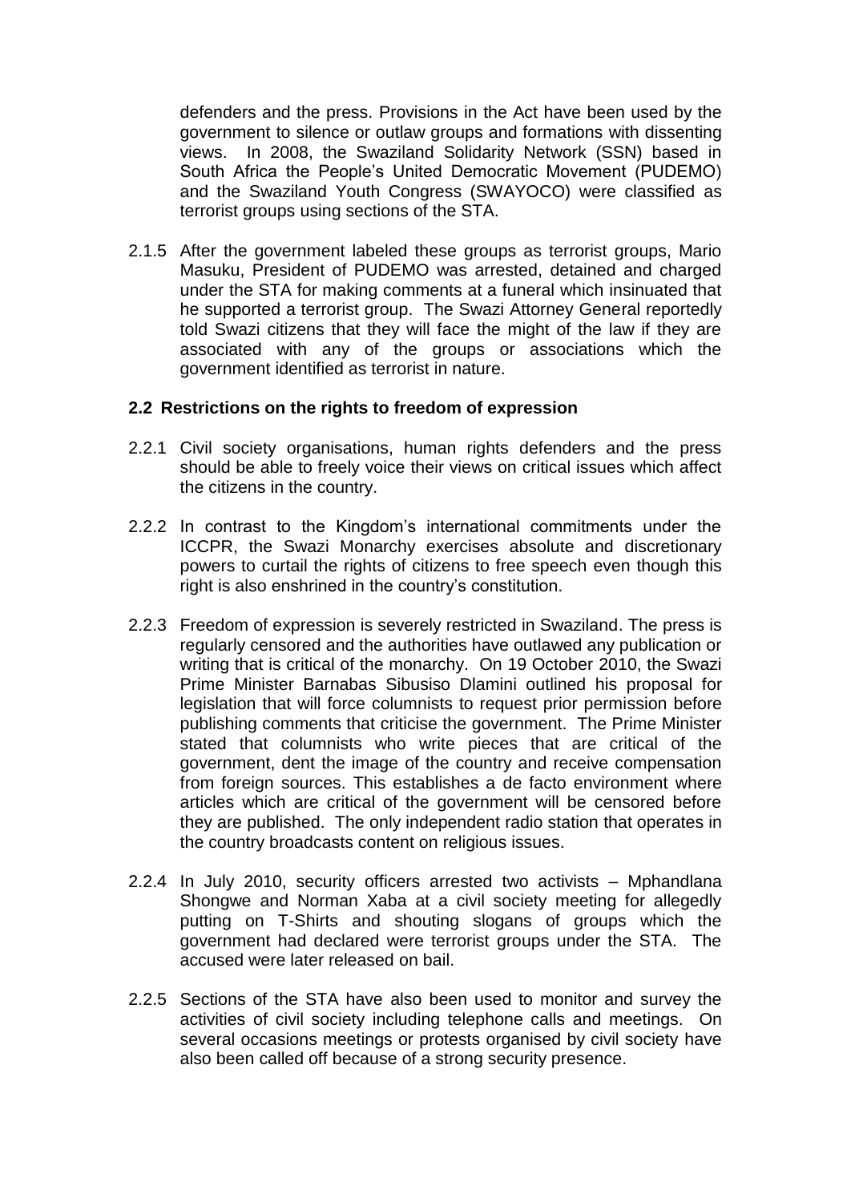defenders and the press. Provisions in the Act have been used by the government to silence or outlaw groups and formations with dissenting views. In 2008, the Swaziland Solidarity Network (SSN) based in South Africa the People's United Democratic Movement (PUDEMO) and the Swaziland Youth Congress (SWAYOCO) were classified as terrorist groups using sections of the STA.

2.1.5 After the government labeled these groups as terrorist groups, Mario Masuku, President of PUDEMO was arrested, detained and charged under the STA for making comments at a funeral which insinuated that he supported a terrorist group. The Swazi Attorney General reportedly told Swazi citizens that they will face the might of the law if they are associated with any of the groups or associations which the government identified as terrorist in nature.

### 2.2 Restrictions on the rights to freedom of expression

2.2.1 Civil society organisations, human rights defenders and the press should be able to freely voice their views on critical issues which affect the citizens in the country.

2.2.2 In contrast to the Kingdom's international commitments under the ICCPR, the Swazi Monarchy exercises absolute and discretionary powers to curtail the rights of citizens to free speech even though this right is also enshrined in the country's constitution.

2.2.3 Freedom of expression is severely restricted in Swaziland. The press is regularly censored and the authorities have outlawed any publication or writing that is critical of the monarchy. On 19 October 2010, the Swazi Prime Minister Barnabas Sibusiso Dlamini outlined his proposal for legislation that will force columnists to request prior permission before publishing comments that criticise the government. The Prime Minister stated that columnists who write pieces that are critical of the government, dent the image of the country and receive compensation from foreign sources. This establishes a de facto environment where articles which are critical of the government will be censored before they are published. The only independent radio station that operates in the country broadcasts content on religious issues.

2.2.4 In July 2010, security officers arrested two activists – Mphandlana Shongwe and Norman Xaba at a civil society meeting for allegedly putting on T-Shirts and shouting slogans of groups which the government had declared were terrorist groups under the STA. The accused were later released on bail.

2.2.5 Sections of the STA have also been used to monitor and survey the activities of civil society including telephone calls and meetings. On several occasions meetings or protests organised by civil society have also been called off because of a strong security presence.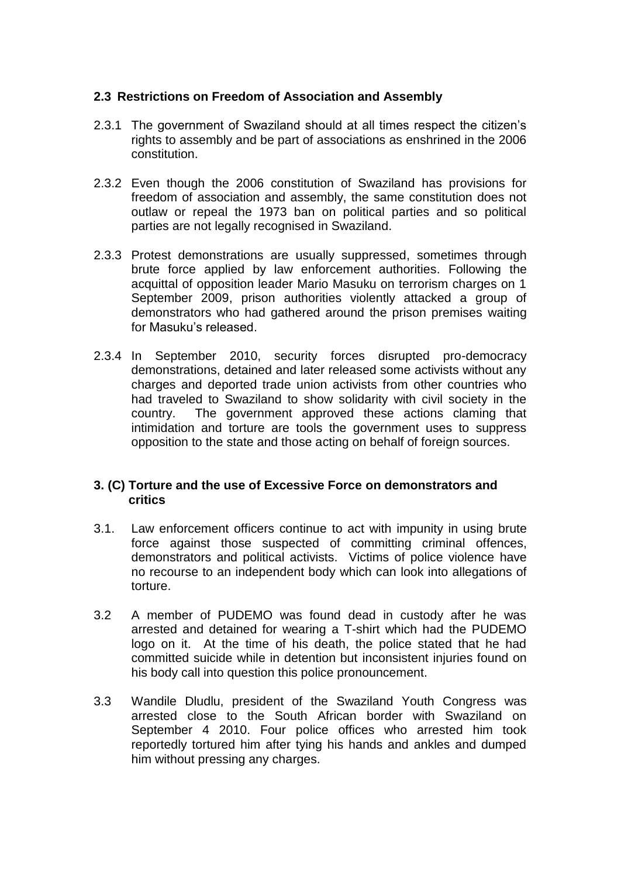### 2.3 Restrictions on Freedom of Association and Assembly

2.3.1 The government of Swaziland should at all times respect the citizen's rights to assembly and be part of associations as enshrined in the 2006 constitution.

2.3.2 Even though the 2006 constitution of Swaziland has provisions for freedom of association and assembly, the same constitution does not outlaw or repeal the 1973 ban on political parties and so political parties are not legally recognised in Swaziland.

2.3.3 Protest demonstrations are usually suppressed, sometimes through brute force applied by law enforcement authorities. Following the acquittal of opposition leader Mario Masuku on terrorism charges on 1 September 2009, prison authorities violently attacked a group of demonstrators who had gathered around the prison premises waiting for Masuku's released.

2.3.4 In September 2010, security forces disrupted pro-democracy demonstrations, detained and later released some activists without any charges and deported trade union activists from other countries who had traveled to Swaziland to show solidarity with civil society in the country. The government approved these actions claming that intimidation and torture are tools the government uses to suppress opposition to the state and those acting on behalf of foreign sources.

## 3. (C) Torture and the use of Excessive Force on demonstrators and critics

3.1. Law enforcement officers continue to act with impunity in using brute force against those suspected of committing criminal offences, demonstrators and political activists. Victims of police violence have no recourse to an independent body which can look into allegations of torture.

3.2 A member of PUDEMO was found dead in custody after he was arrested and detained for wearing a T-shirt which had the PUDEMO logo on it. At the time of his death, the police stated that he had committed suicide while in detention but inconsistent injuries found on his body call into question this police pronouncement.

3.3 Wandile Dludlu, president of the Swaziland Youth Congress was arrested close to the South African border with Swaziland on September 4 2010. Four police offices who arrested him took reportedly tortured him after tying his hands and ankles and dumped him without pressing any charges.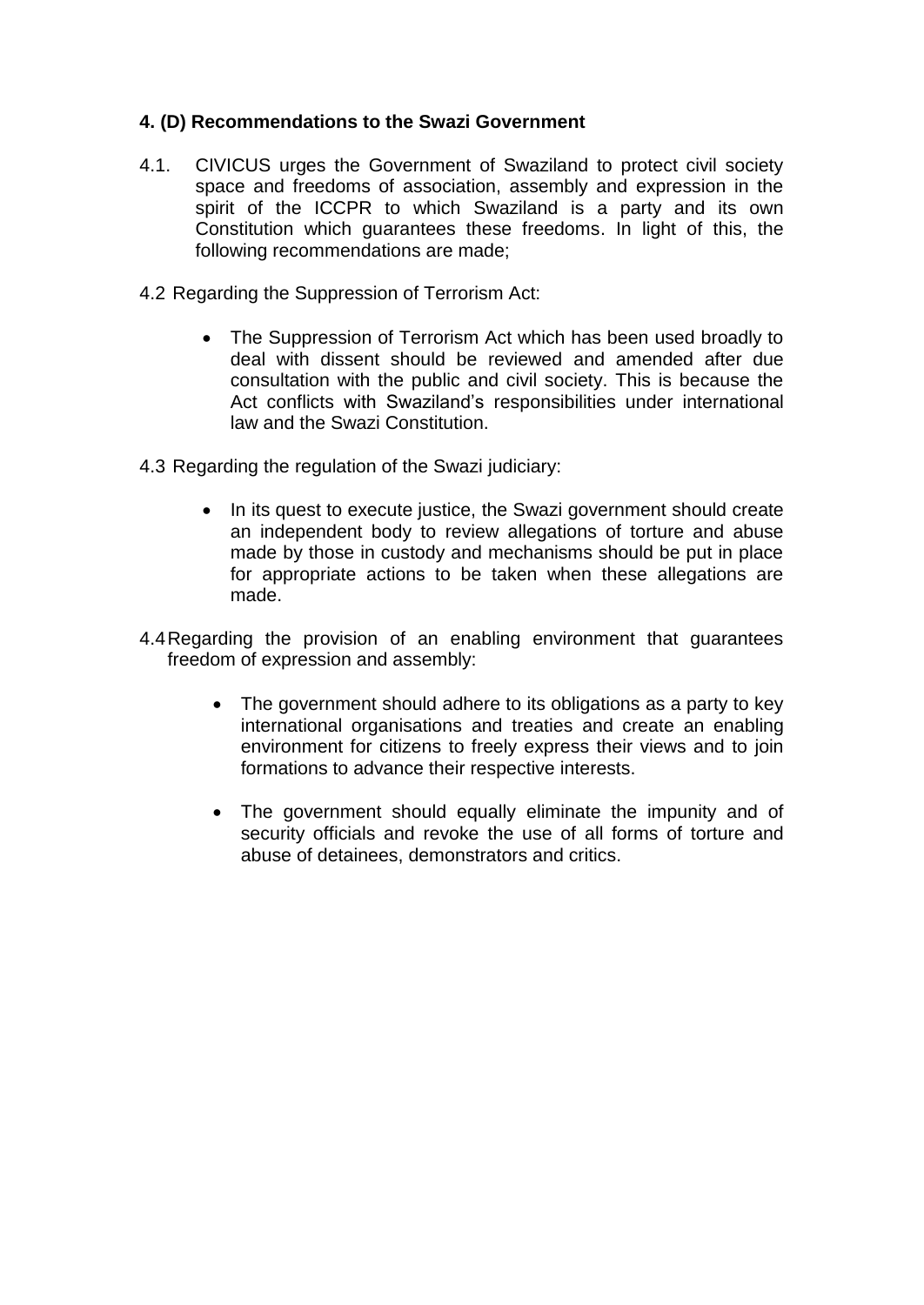## 4. (D) Recommendations to the Swazi Government

4.1. CIVICUS urges the Government of Swaziland to protect civil society space and freedoms of association, assembly and expression in the spirit of the ICCPR to which Swaziland is a party and its own Constitution which guarantees these freedoms. In light of this, the following recommendations are made;

4.2 Regarding the Suppression of Terrorism Act:

- The Suppression of Terrorism Act which has been used broadly to deal with dissent should be reviewed and amended after due consultation with the public and civil society. This is because the Act conflicts with Swaziland's responsibilities under international law and the Swazi Constitution.

4.3 Regarding the regulation of the Swazi judiciary:

- In its quest to execute justice, the Swazi government should create an independent body to review allegations of torture and abuse made by those in custody and mechanisms should be put in place for appropriate actions to be taken when these allegations are made.

4.4 Regarding the provision of an enabling environment that guarantees freedom of expression and assembly:

- The government should adhere to its obligations as a party to key international organisations and treaties and create an enabling environment for citizens to freely express their views and to join formations to advance their respective interests.

- The government should equally eliminate the impunity and of security officials and revoke the use of all forms of torture and abuse of detainees, demonstrators and critics.